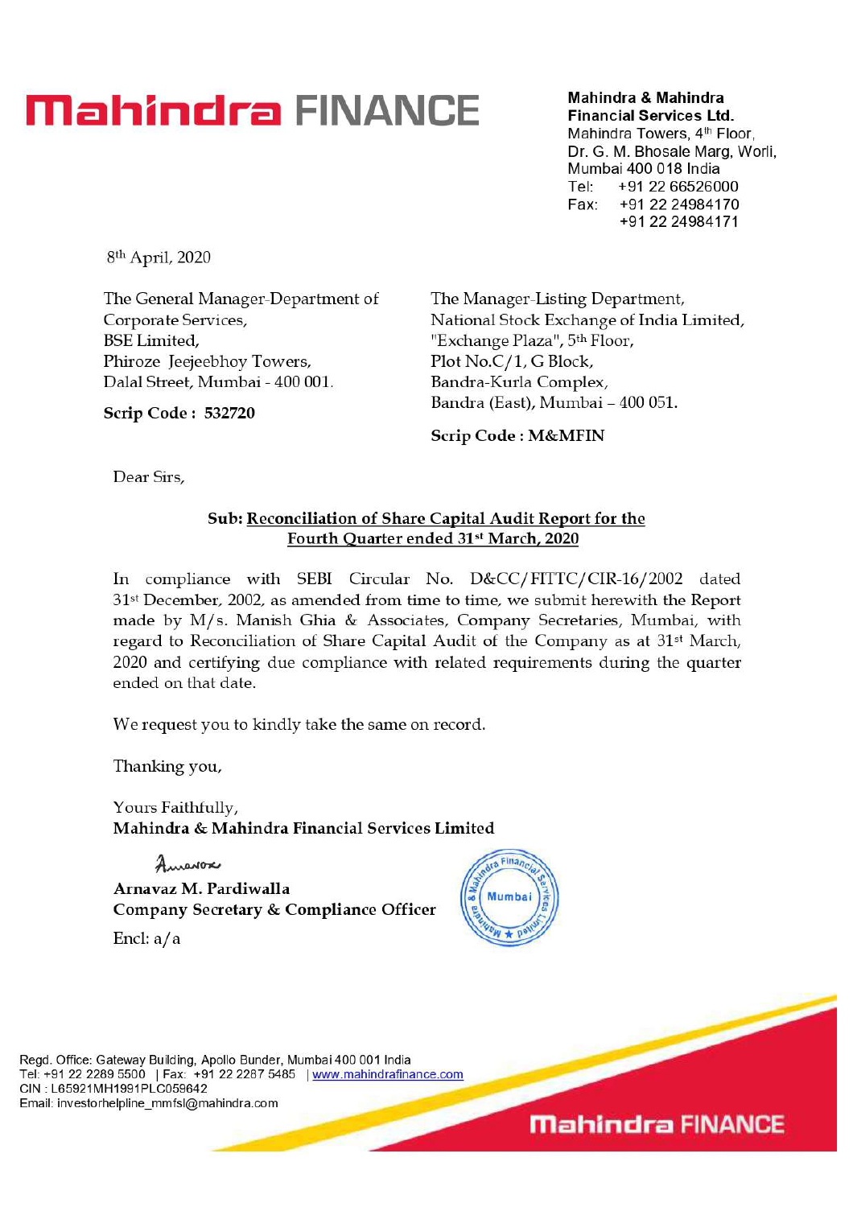**Mahindra FINANCE**

**Mahindra & Mahindra Financial Services Ltd.**
Mahindra Towers, 4th Floor,
Dr. G. M. Bhosale Marg, Worli,
Mumbai 400 018 India
Tel: +91 22 66526000
Fax: +91 22 24984170
+91 22 24984171

8th April, 2020

The General Manager-Department of Corporate Services,
BSE Limited,
Phiroze Jeejeebhoy Towers,
Dalal Street, Mumbai - 400 001.

**Scrip Code : 532720**

The Manager-Listing Department,
National Stock Exchange of India Limited,
"Exchange Plaza", 5th Floor,
Plot No.C/1, G Block,
Bandra-Kurla Complex,
Bandra (East), Mumbai – 400 051.

**Scrip Code : M&MFIN**

Dear Sirs,

**Sub: Reconciliation of Share Capital Audit Report for the Fourth Quarter ended 31st March, 2020**

In compliance with SEBI Circular No. D&CC/FITTC/CIR-16/2002 dated 31st December, 2002, as amended from time to time, we submit herewith the Report made by M/s. Manish Ghia & Associates, Company Secretaries, Mumbai, with regard to Reconciliation of Share Capital Audit of the Company as at 31st March, 2020 and certifying due compliance with related requirements during the quarter ended on that date.

We request you to kindly take the same on record.

Thanking you,

Yours Faithfully,
**Mahindra & Mahindra Financial Services Limited**

**Arnavaz M. Pardiwalla**
**Company Secretary & Compliance Officer**

Encl: a/a

Regd. Office: Gateway Building, Apollo Bunder, Mumbai 400 001 India
Tel: +91 22 2289 5500 | Fax: +91 22 2287 5485 | www.mahindrafinance.com
CIN : L65921MH1991PLC059642
Email: investorhelpline_mmfsl@mahindra.com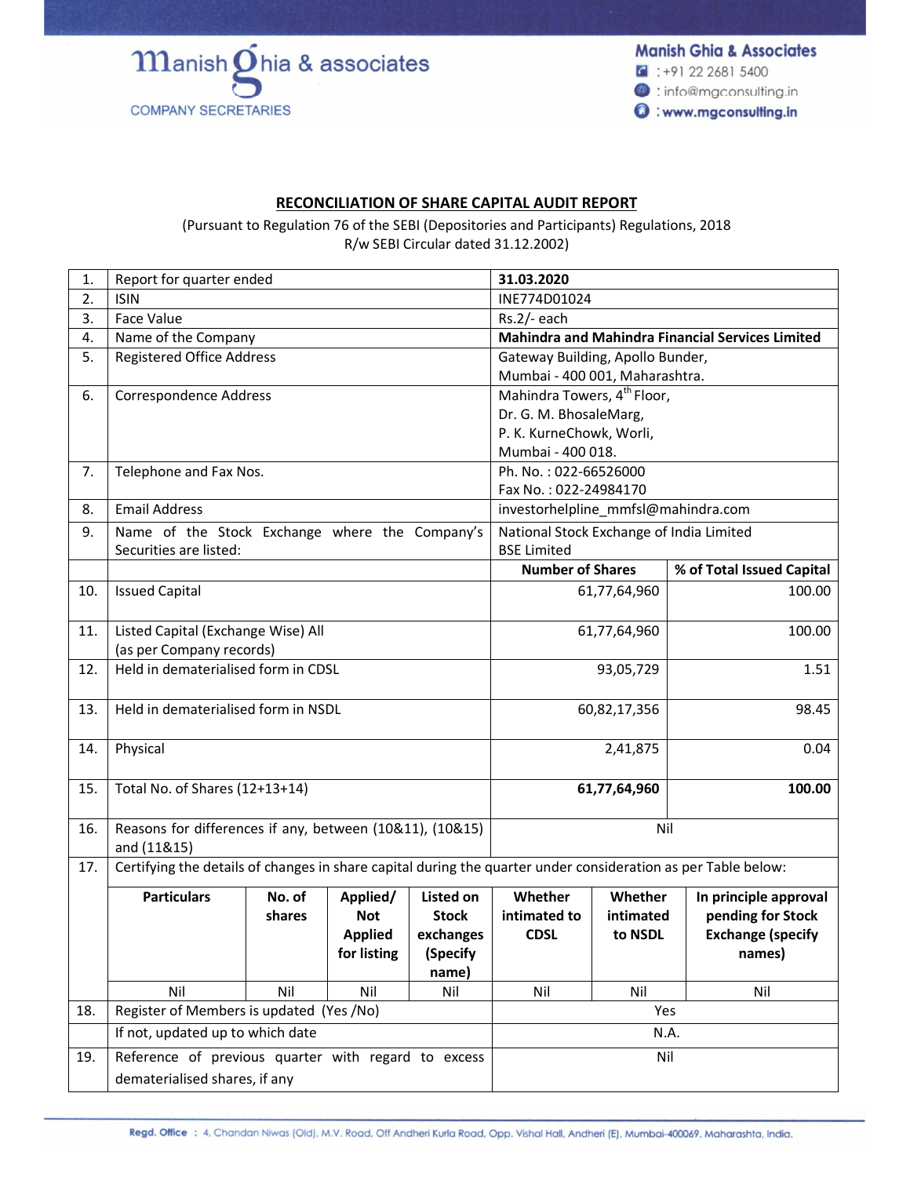Manish Ghia & associates
COMPANY SECRETARIES

Manish Ghia & Associates
: +91 22 2681 5400
: info@mgconsulting.in
: www.mgconsulting.in

## RECONCILIATION OF SHARE CAPITAL AUDIT REPORT

(Pursuant to Regulation 76 of the SEBI (Depositories and Participants) Regulations, 2018
R/w SEBI Circular dated 31.12.2002)

| | | | |
|---|---|---|---|
| 1. | Report for quarter ended | **31.03.2020** | |
| 2. | ISIN | INE774D01024 | |
| 3. | Face Value | Rs.2/- each | |
| 4. | Name of the Company | **Mahindra and Mahindra Financial Services Limited** | |
| 5. | Registered Office Address | Gateway Building, Apollo Bunder, Mumbai - 400 001, Maharashtra. | |
| 6. | Correspondence Address | Mahindra Towers, 4th Floor, Dr. G. M. BhosaleMarg, P. K. KurneChowk, Worli, Mumbai - 400 018. | |
| 7. | Telephone and Fax Nos. | Ph. No. : 022-66526000<br>Fax No. : 022-24984170 | |
| 8. | Email Address | investorhelpline_mmfsl@mahindra.com | |
| 9. | Name of the Stock Exchange where the Company's Securities are listed: | National Stock Exchange of India Limited<br>BSE Limited | |
| | | **Number of Shares** | **% of Total Issued Capital** |
| 10. | Issued Capital | 61,77,64,960 | 100.00 |
| 11. | Listed Capital (Exchange Wise) All (as per Company records) | 61,77,64,960 | 100.00 |
| 12. | Held in dematerialised form in CDSL | 93,05,729 | 1.51 |
| 13. | Held in dematerialised form in NSDL | 60,82,17,356 | 98.45 |
| 14. | Physical | 2,41,875 | 0.04 |
| 15. | Total No. of Shares (12+13+14) | **61,77,64,960** | **100.00** |
| 16. | Reasons for differences if any, between (10&11), (10&15) and (11&15) | Nil | |

17. Certifying the details of changes in share capital during the quarter under consideration as per Table below:

| Particulars | No. of shares | Applied/ Not Applied for listing | Listed on Stock exchanges (Specify name) | Whether intimated to CDSL | Whether intimated to NSDL | In principle approval pending for Stock Exchange (specify names) |
|---|---|---|---|---|---|---|
| Nil | Nil | Nil | Nil | Nil | Nil | Nil |

| | | |
|---|---|---|
| 18. | Register of Members is updated (Yes /No) | Yes |
| | If not, updated up to which date | N.A. |
| 19. | Reference of previous quarter with regard to excess dematerialised shares, if any | Nil |

**Regd. Office** : 4, Chandan Niwas (Old), M.V. Road, Off Andheri Kurla Road, Opp. Vishal Hall, Andheri (E), Mumbai-400069, Maharashta, India.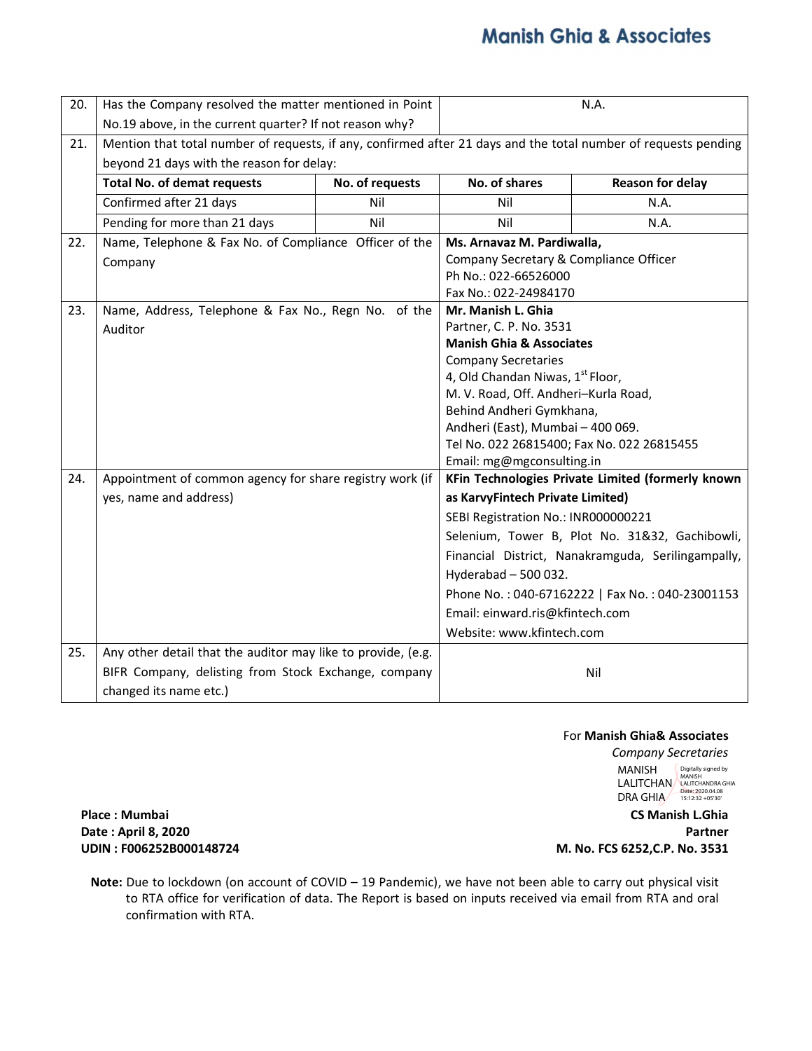| | | | | |
|---|---|---|---|---|
| 20. | Has the Company resolved the matter mentioned in Point No.19 above, in the current quarter? If not reason why? | | N.A. | |
| 21. | Mention that total number of requests, if any, confirmed after 21 days and the total number of requests pending beyond 21 days with the reason for delay: | | | |
| | **Total No. of demat requests** | **No. of requests** | **No. of shares** | **Reason for delay** |
| | Confirmed after 21 days | Nil | Nil | N.A. |
| | Pending for more than 21 days | Nil | Nil | N.A. |
| 22. | Name, Telephone & Fax No. of Compliance Officer of the Company | | **Ms. Arnavaz M. Pardiwalla,**<br>Company Secretary & Compliance Officer<br>Ph No.: 022-66526000<br>Fax No.: 022-24984170 | |
| 23. | Name, Address, Telephone & Fax No., Regn No. of the Auditor | | **Mr. Manish L. Ghia**<br>Partner, C. P. No. 3531<br>**Manish Ghia & Associates**<br>Company Secretaries<br>4, Old Chandan Niwas, 1st Floor,<br>M. V. Road, Off. Andheri–Kurla Road,<br>Behind Andheri Gymkhana,<br>Andheri (East), Mumbai – 400 069.<br>Tel No. 022 26815400; Fax No. 022 26815455<br>Email: mg@mgconsulting.in | |
| 24. | Appointment of common agency for share registry work (if yes, name and address) | | **KFin Technologies Private Limited (formerly known as KarvyFintech Private Limited)**<br>SEBI Registration No.: INR000000221<br>Selenium, Tower B, Plot No. 31&32, Gachibowli, Financial District, Nanakramguda, Serilingampally, Hyderabad – 500 032.<br>Phone No. : 040-67162222 \| Fax No. : 040-23001153<br>Email: einward.ris@kfintech.com<br>Website: www.kfintech.com | |
| 25. | Any other detail that the auditor may like to provide, (e.g. BIFR Company, delisting from Stock Exchange, company changed its name etc.) | | Nil | |

For **Manish Ghia& Associates**
*Company Secretaries*

MANISH LALITCHANDRA GHIA
Digitally signed by MANISH LALITCHANDRA GHIA
Date: 2020.04.08 15:12:32 +05'30'

**Place : Mumbai**
**Date : April 8, 2020**
**UDIN : F006252B000148724**

**CS Manish L.Ghia**
**Partner**
**M. No. FCS 6252,C.P. No. 3531**

**Note:** Due to lockdown (on account of COVID – 19 Pandemic), we have not been able to carry out physical visit to RTA office for verification of data. The Report is based on inputs received via email from RTA and oral confirmation with RTA.